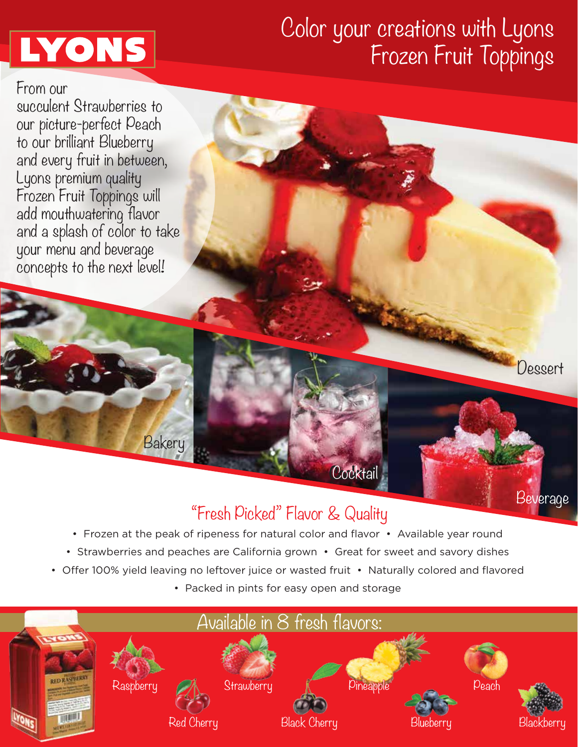# LYONS

## Color your creations with Lyons Frozen Fruit Toppings

From our succulent Strawberries to our picture-perfect Peach to our brilliant Blueberry and every fruit in between, Lyons premium quality Frozen Fruit Toppings will add mouthwatering flavor and a splash of color to take your menu and beverage concepts to the next level!

Dessert

Bakery

Cocktail

Beverage

## "Fresh Picked" Flavor & Quality

- Frozen at the peak of ripeness for natural color and flavor
- Available year round
- Strawberries and peaches are California grown
- Great for sweet and savory dishes
- Offer 100% yield leaving no leftover juice or wasted fruit
- Naturally colored and flavored
- Packed in pints for easy open and storage

## Available in 8 fresh flavors:

Raspberry

Red Cherry

Strawberry

Black Cherry

Pineapple

Blueberry

Peach

Blackberry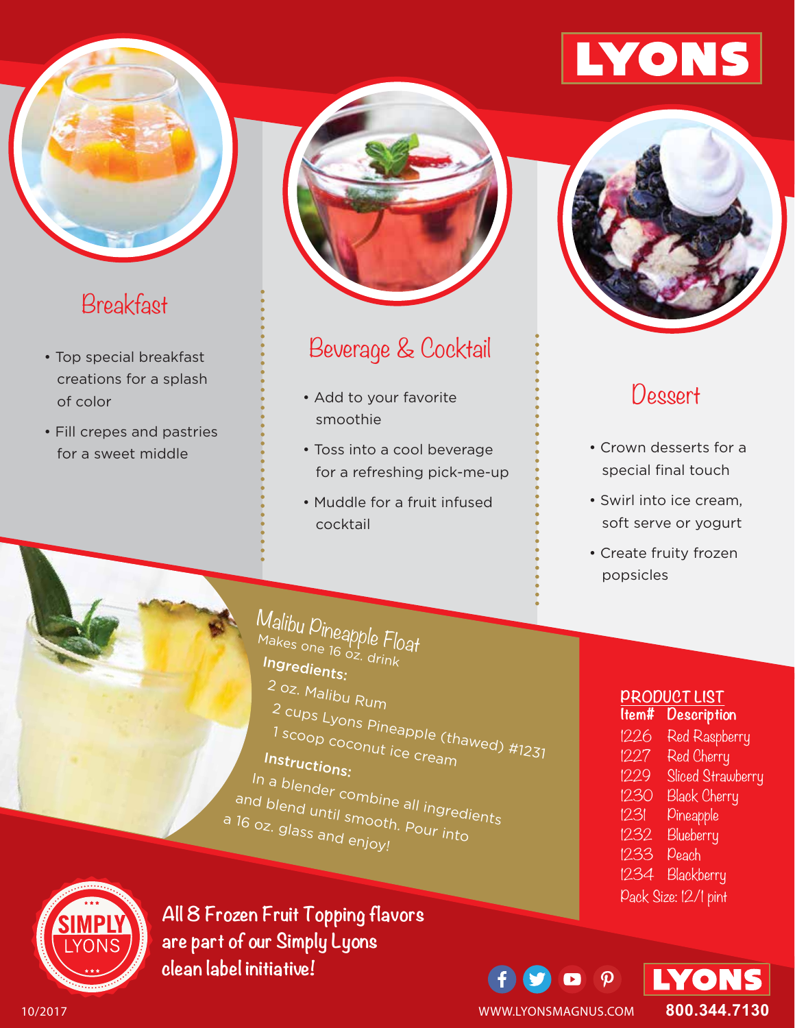LYONS

## Breakfast

- Top special breakfast creations for a splash of color
- Fill crepes and pastries for a sweet middle

## Beverage & Cocktail

- Add to your favorite smoothie
- Toss into a cool beverage for a refreshing pick-me-up
- Muddle for a fruit infused cocktail

## Dessert

- Crown desserts for a special final touch
- Swirl into ice cream, soft serve or yogurt
- Create fruity frozen popsicles

## Malibu Pineapple Float

Makes one 16 oz. drink

**Ingredients:**

2 oz. Malibu Rum
2 cups Lyons Pineapple (thawed) #1231
1 scoop coconut ice cream

**Instructions:**

In a blender combine all ingredients and blend until smooth. Pour into a 16 oz. glass and enjoy!

## PRODUCT LIST

| Item# | Description |
|---|---|
| 1226 | Red Raspberry |
| 1227 | Red Cherry |
| 1229 | Sliced Strawberry |
| 1230 | Black Cherry |
| 1231 | Pineapple |
| 1232 | Blueberry |
| 1233 | Peach |
| 1234 | Blackberry |

Pack Size: 12/1 pint

SIMPLY LYONS

**All 8 Frozen Fruit Topping flavors are part of our Simply Lyons clean label initiative!**

10/2017

WWW.LYONSMAGNUS.COM

LYONS

800.344.7130